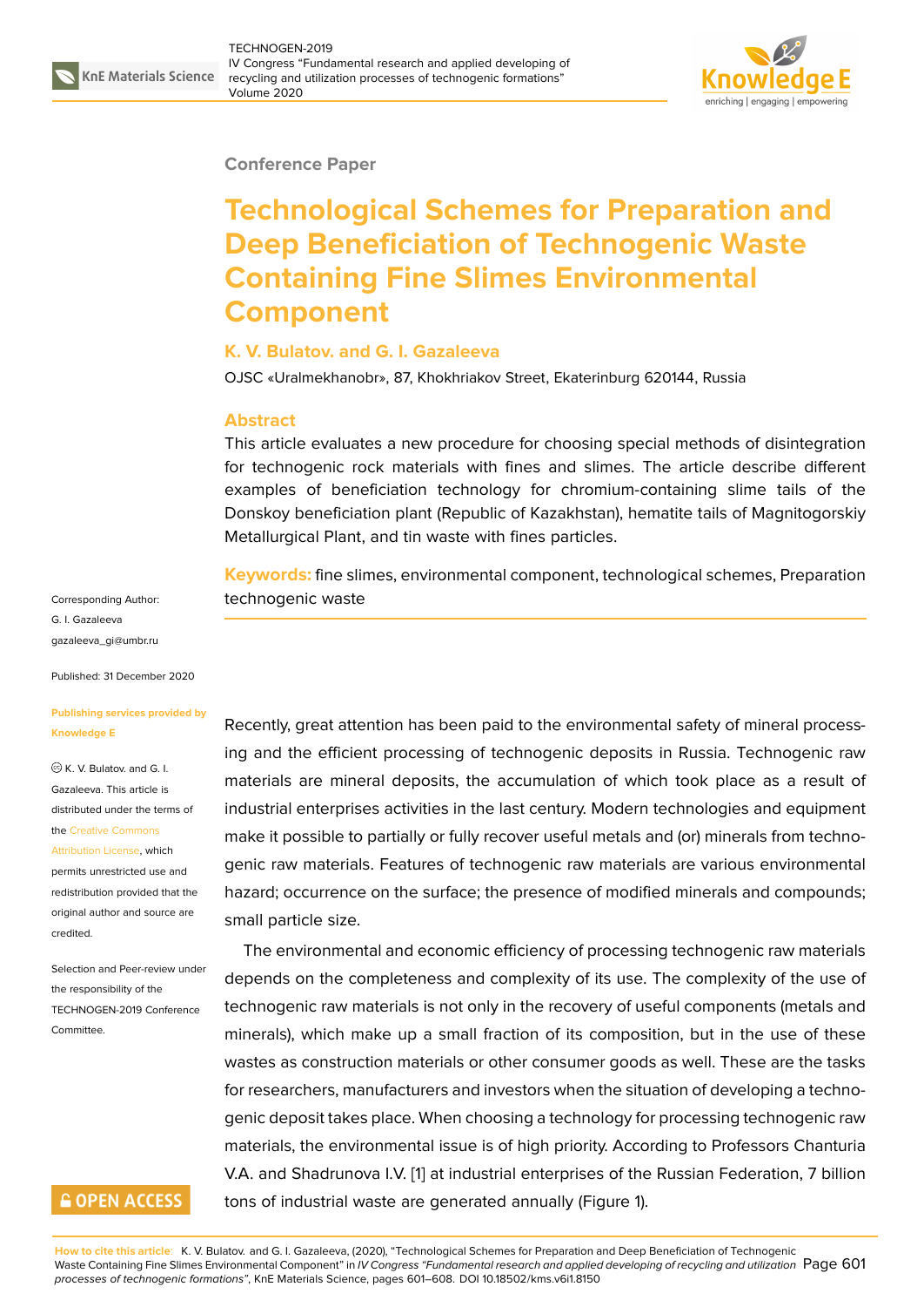Conference Paper

# Technological Schemes for Preparation and Deep Beneficiation of Technogenic Waste Containing Fine Slimes Environmental Component

**K. V. Bulatov. and G. I. Gazaleeva**

OJSC «Uralmekhanobr», 87, Khokhriakov Street, Ekaterinburg 620144, Russia

## Abstract

This article evaluates a new procedure for choosing special methods of disintegration for technogenic rock materials with fines and slimes. The article describe different examples of beneficiation technology for chromium-containing slime tails of the Donskoy beneficiation plant (Republic of Kazakhstan), hematite tails of Magnitogorskiy Metallurgical Plant, and tin waste with fines particles.

**Keywords:** fine slimes, environmental component, technological schemes, Preparation technogenic waste

Corresponding Author:
G. I. Gazaleeva
gazaleeva_gi@umbr.ru

Published: 31 December 2020

Publishing services provided by Knowledge E

© K. V. Bulatov. and G. I. Gazaleeva. This article is distributed under the terms of the Creative Commons Attribution License, which permits unrestricted use and redistribution provided that the original author and source are credited.

Selection and Peer-review under the responsibility of the TECHNOGEN-2019 Conference Committee.

Recently, great attention has been paid to the environmental safety of mineral processing and the efficient processing of technogenic deposits in Russia. Technogenic raw materials are mineral deposits, the accumulation of which took place as a result of industrial enterprises activities in the last century. Modern technologies and equipment make it possible to partially or fully recover useful metals and (or) minerals from technogenic raw materials. Features of technogenic raw materials are various environmental hazard; occurrence on the surface; the presence of modified minerals and compounds; small particle size.

The environmental and economic efficiency of processing technogenic raw materials depends on the completeness and complexity of its use. The complexity of the use of technogenic raw materials is not only in the recovery of useful components (metals and minerals), which make up a small fraction of its composition, but in the use of these wastes as construction materials or other consumer goods as well. These are the tasks for researchers, manufacturers and investors when the situation of developing a technogenic deposit takes place. When choosing a technology for processing technogenic raw materials, the environmental issue is of high priority. According to Professors Chanturia V.A. and Shadrunova I.V. [1] at industrial enterprises of the Russian Federation, 7 billion tons of industrial waste are generated annually (Figure 1).

**How to cite this article:** K. V. Bulatov. and G. I. Gazaleeva, (2020), "Technological Schemes for Preparation and Deep Beneficiation of Technogenic Waste Containing Fine Slimes Environmental Component" in *IV Congress "Fundamental research and applied developing of recycling and utilization processes of technogenic formations"*, KnE Materials Science, pages 601–608. DOI 10.18502/kms.v6i1.8150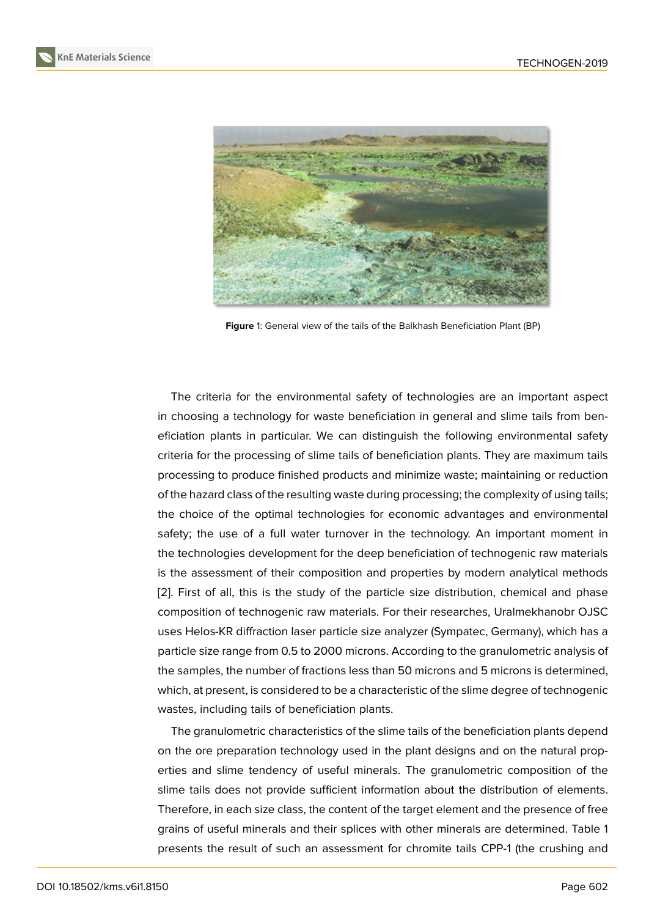**Figure** 1: General view of the tails of the Balkhash Beneficiation Plant (BP)

The criteria for the environmental safety of technologies are an important aspect in choosing a technology for waste beneficiation in general and slime tails from beneficiation plants in particular. We can distinguish the following environmental safety criteria for the processing of slime tails of beneficiation plants. They are maximum tails processing to produce finished products and minimize waste; maintaining or reduction of the hazard class of the resulting waste during processing; the complexity of using tails; the choice of the optimal technologies for economic advantages and environmental safety; the use of a full water turnover in the technology. An important moment in the technologies development for the deep beneficiation of technogenic raw materials is the assessment of their composition and properties by modern analytical methods [2]. First of all, this is the study of the particle size distribution, chemical and phase composition of technogenic raw materials. For their researches, Uralmekhanobr OJSC uses Helos-KR diffraction laser particle size analyzer (Sympatec, Germany), which has a particle size range from 0.5 to 2000 microns. According to the granulometric analysis of the samples, the number of fractions less than 50 microns and 5 microns is determined, which, at present, is considered to be a characteristic of the slime degree of technogenic wastes, including tails of beneficiation plants.

The granulometric characteristics of the slime tails of the beneficiation plants depend on the ore preparation technology used in the plant designs and on the natural properties and slime tendency of useful minerals. The granulometric composition of the slime tails does not provide sufficient information about the distribution of elements. Therefore, in each size class, the content of the target element and the presence of free grains of useful minerals and their splices with other minerals are determined. Table 1 presents the result of such an assessment for chromite tails CPP-1 (the crushing and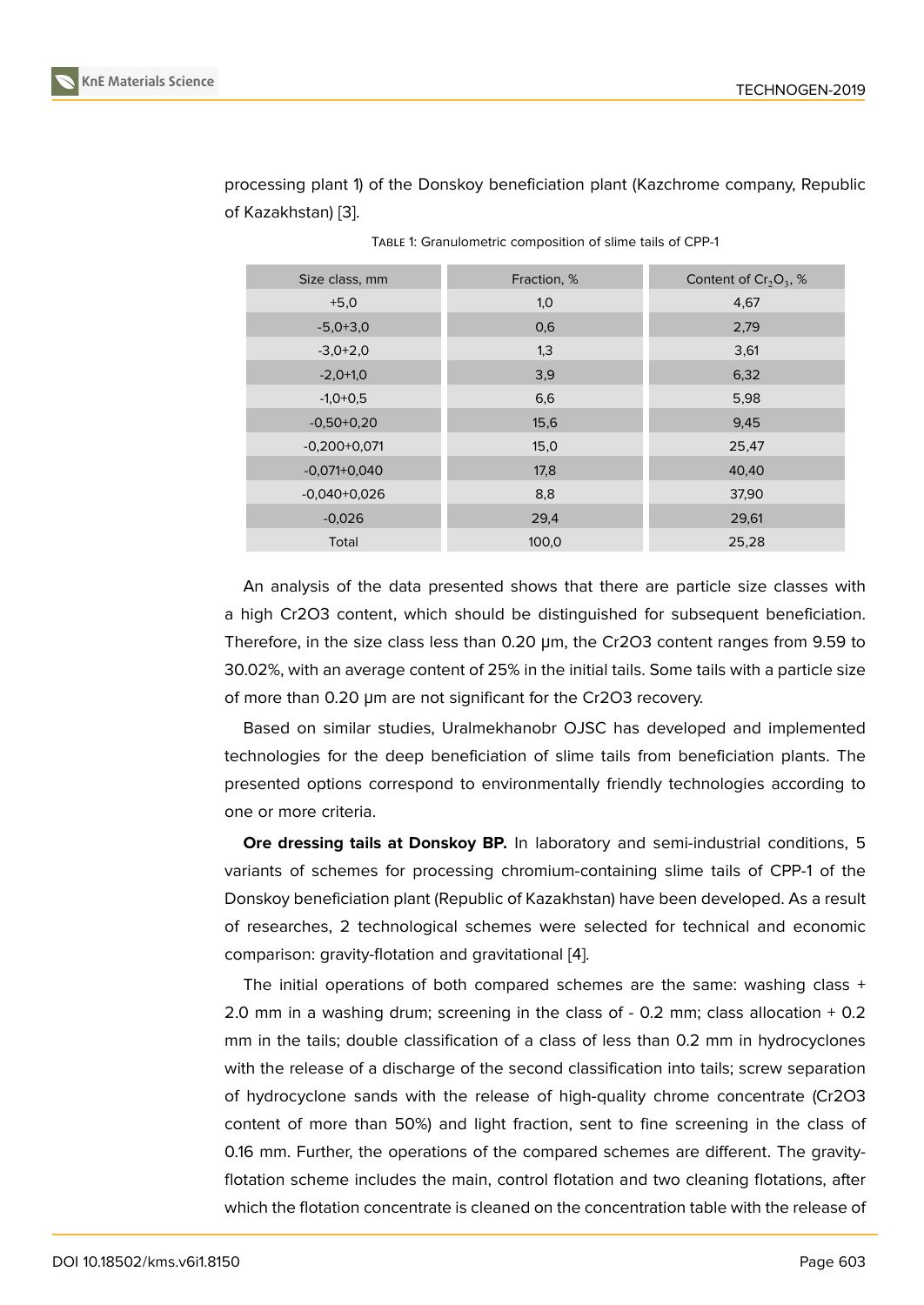processing plant 1) of the Donskoy beneficiation plant (Kazchrome company, Republic of Kazakhstan) [3].

Table 1: Granulometric composition of slime tails of CPP-1

| Size class, mm | Fraction, % | Content of $Cr_2O_3$, % |
|---|---|---|
| +5,0 | 1,0 | 4,67 |
| -5,0+3,0 | 0,6 | 2,79 |
| -3,0+2,0 | 1,3 | 3,61 |
| -2,0+1,0 | 3,9 | 6,32 |
| -1,0+0,5 | 6,6 | 5,98 |
| -0,50+0,20 | 15,6 | 9,45 |
| -0,200+0,071 | 15,0 | 25,47 |
| -0,071+0,040 | 17,8 | 40,40 |
| -0,040+0,026 | 8,8 | 37,90 |
| -0,026 | 29,4 | 29,61 |
| Total | 100,0 | 25,28 |

An analysis of the data presented shows that there are particle size classes with a high Cr2O3 content, which should be distinguished for subsequent beneficiation. Therefore, in the size class less than 0.20 μm, the Cr2O3 content ranges from 9.59 to 30.02%, with an average content of 25% in the initial tails. Some tails with a particle size of more than 0.20 μm are not significant for the Cr2O3 recovery.

Based on similar studies, Uralmekhanobr OJSC has developed and implemented technologies for the deep beneficiation of slime tails from beneficiation plants. The presented options correspond to environmentally friendly technologies according to one or more criteria.

**Ore dressing tails at Donskoy BP.** In laboratory and semi-industrial conditions, 5 variants of schemes for processing chromium-containing slime tails of CPP-1 of the Donskoy beneficiation plant (Republic of Kazakhstan) have been developed. As a result of researches, 2 technological schemes were selected for technical and economic comparison: gravity-flotation and gravitational [4].

The initial operations of both compared schemes are the same: washing class + 2.0 mm in a washing drum; screening in the class of - 0.2 mm; class allocation + 0.2 mm in the tails; double classification of a class of less than 0.2 mm in hydrocyclones with the release of a discharge of the second classification into tails; screw separation of hydrocyclone sands with the release of high-quality chrome concentrate (Cr2O3 content of more than 50%) and light fraction, sent to fine screening in the class of 0.16 mm. Further, the operations of the compared schemes are different. The gravity-flotation scheme includes the main, control flotation and two cleaning flotations, after which the flotation concentrate is cleaned on the concentration table with the release of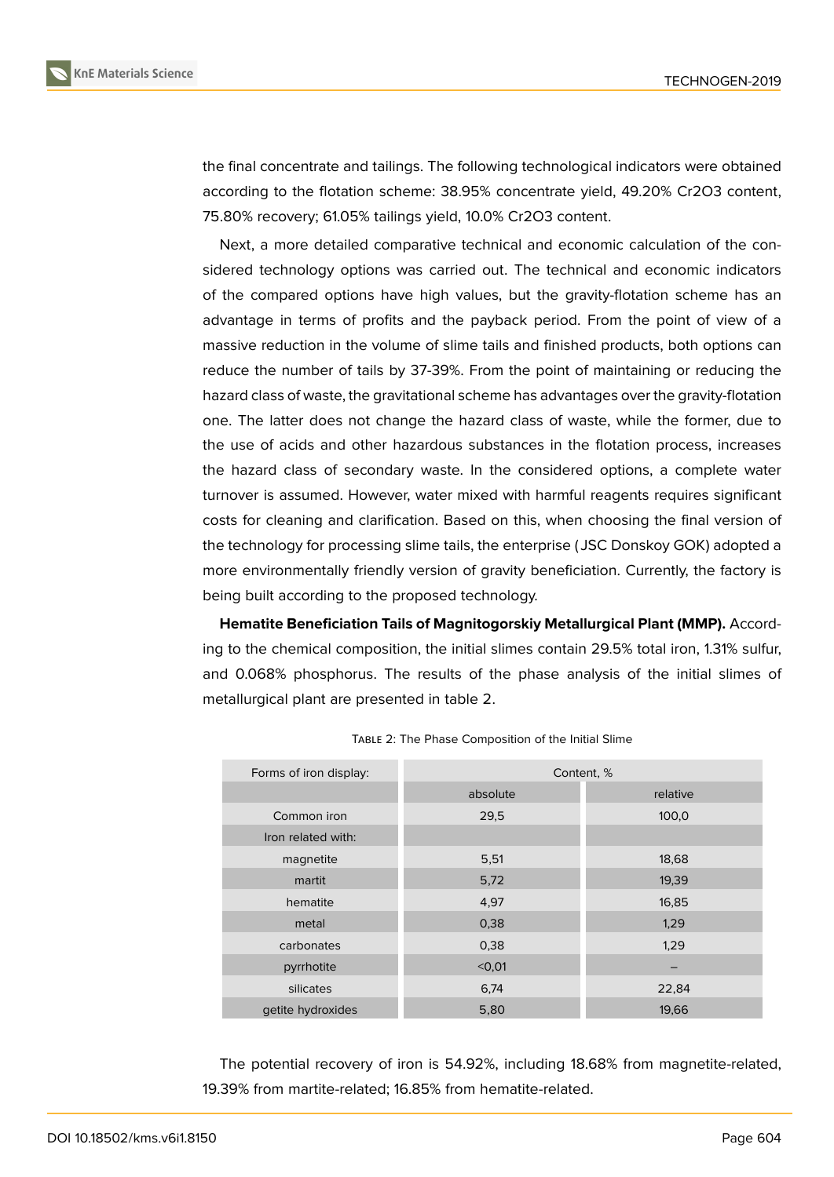the final concentrate and tailings. The following technological indicators were obtained according to the flotation scheme: 38.95% concentrate yield, 49.20% $Cr_2O_3$ content, 75.80% recovery; 61.05% tailings yield, 10.0% $Cr_2O_3$ content.

Next, a more detailed comparative technical and economic calculation of the considered technology options was carried out. The technical and economic indicators of the compared options have high values, but the gravity-flotation scheme has an advantage in terms of profits and the payback period. From the point of view of a massive reduction in the volume of slime tails and finished products, both options can reduce the number of tails by 37-39%. From the point of maintaining or reducing the hazard class of waste, the gravitational scheme has advantages over the gravity-flotation one. The latter does not change the hazard class of waste, while the former, due to the use of acids and other hazardous substances in the flotation process, increases the hazard class of secondary waste. In the considered options, a complete water turnover is assumed. However, water mixed with harmful reagents requires significant costs for cleaning and clarification. Based on this, when choosing the final version of the technology for processing slime tails, the enterprise (JSC Donskoy GOK) adopted a more environmentally friendly version of gravity beneficiation. Currently, the factory is being built according to the proposed technology.

**Hematite Beneficiation Tails of Magnitogorskiy Metallurgical Plant (MMP).** According to the chemical composition, the initial slimes contain 29.5% total iron, 1.31% sulfur, and 0.068% phosphorus. The results of the phase analysis of the initial slimes of metallurgical plant are presented in table 2.

Table 2: The Phase Composition of the Initial Slime

| Forms of iron display: | Content, % | |
|---|---|---|
| | absolute | relative |
| Common iron | 29,5 | 100,0 |
| Iron related with: | | |
| magnetite | 5,51 | 18,68 |
| martit | 5,72 | 19,39 |
| hematite | 4,97 | 16,85 |
| metal | 0,38 | 1,29 |
| carbonates | 0,38 | 1,29 |
| pyrrhotite | <0,01 | – |
| silicates | 6,74 | 22,84 |
| getite hydroxides | 5,80 | 19,66 |

The potential recovery of iron is 54.92%, including 18.68% from magnetite-related, 19.39% from martite-related; 16.85% from hematite-related.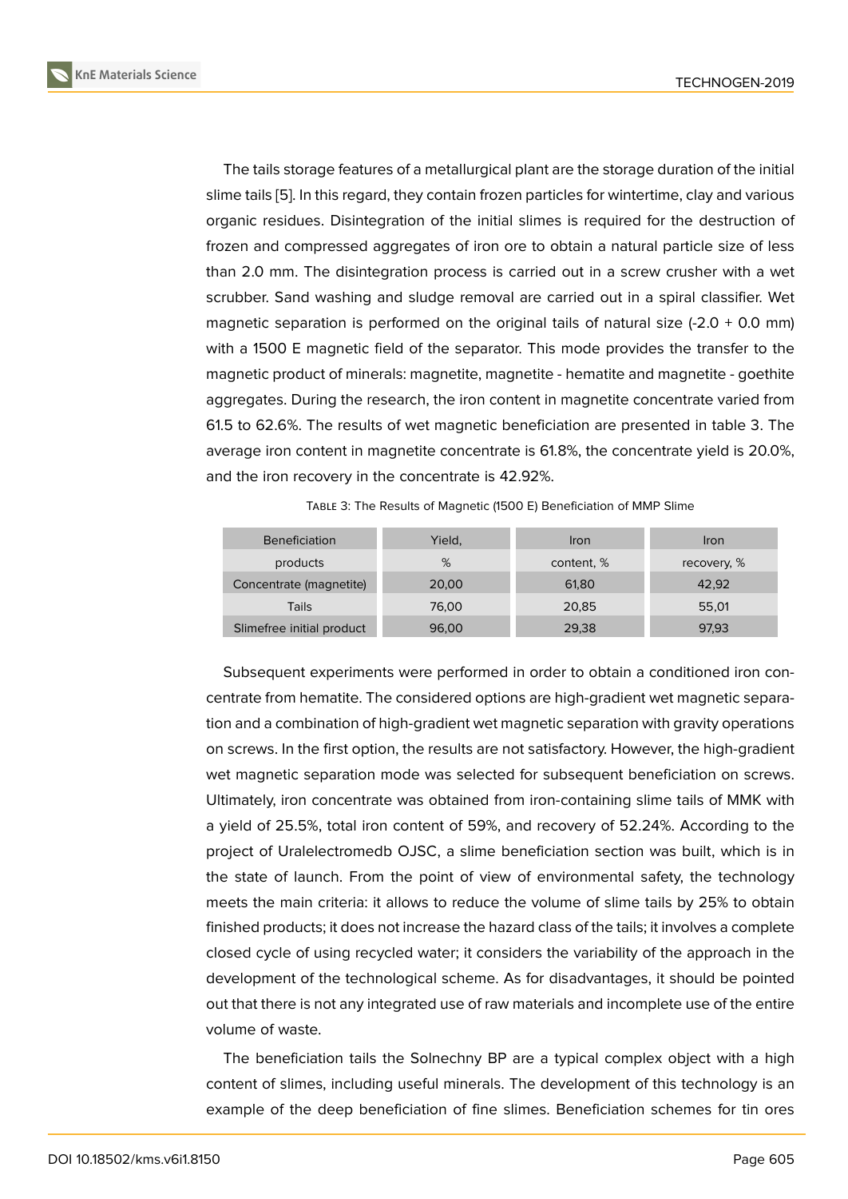The tails storage features of a metallurgical plant are the storage duration of the initial slime tails [5]. In this regard, they contain frozen particles for wintertime, clay and various organic residues. Disintegration of the initial slimes is required for the destruction of frozen and compressed aggregates of iron ore to obtain a natural particle size of less than 2.0 mm. The disintegration process is carried out in a screw crusher with a wet scrubber. Sand washing and sludge removal are carried out in a spiral classifier. Wet magnetic separation is performed on the original tails of natural size (-2.0 + 0.0 mm) with a 1500 E magnetic field of the separator. This mode provides the transfer to the magnetic product of minerals: magnetite, magnetite - hematite and magnetite - goethite aggregates. During the research, the iron content in magnetite concentrate varied from 61.5 to 62.6%. The results of wet magnetic beneficiation are presented in table 3. The average iron content in magnetite concentrate is 61.8%, the concentrate yield is 20.0%, and the iron recovery in the concentrate is 42.92%.

Table 3: The Results of Magnetic (1500 E) Beneficiation of MMP Slime

| Beneficiation products | Yield, % | Iron content, % | Iron recovery, % |
|---|---|---|---|
| Concentrate (magnetite) | 20,00 | 61,80 | 42,92 |
| Tails | 76,00 | 20,85 | 55,01 |
| Slimefree initial product | 96,00 | 29,38 | 97,93 |

Subsequent experiments were performed in order to obtain a conditioned iron concentrate from hematite. The considered options are high-gradient wet magnetic separation and a combination of high-gradient wet magnetic separation with gravity operations on screws. In the first option, the results are not satisfactory. However, the high-gradient wet magnetic separation mode was selected for subsequent beneficiation on screws. Ultimately, iron concentrate was obtained from iron-containing slime tails of MMK with a yield of 25.5%, total iron content of 59%, and recovery of 52.24%. According to the project of Uralelectromedb OJSC, a slime beneficiation section was built, which is in the state of launch. From the point of view of environmental safety, the technology meets the main criteria: it allows to reduce the volume of slime tails by 25% to obtain finished products; it does not increase the hazard class of the tails; it involves a complete closed cycle of using recycled water; it considers the variability of the approach in the development of the technological scheme. As for disadvantages, it should be pointed out that there is not any integrated use of raw materials and incomplete use of the entire volume of waste.

The beneficiation tails the Solnechny BP are a typical complex object with a high content of slimes, including useful minerals. The development of this technology is an example of the deep beneficiation of fine slimes. Beneficiation schemes for tin ores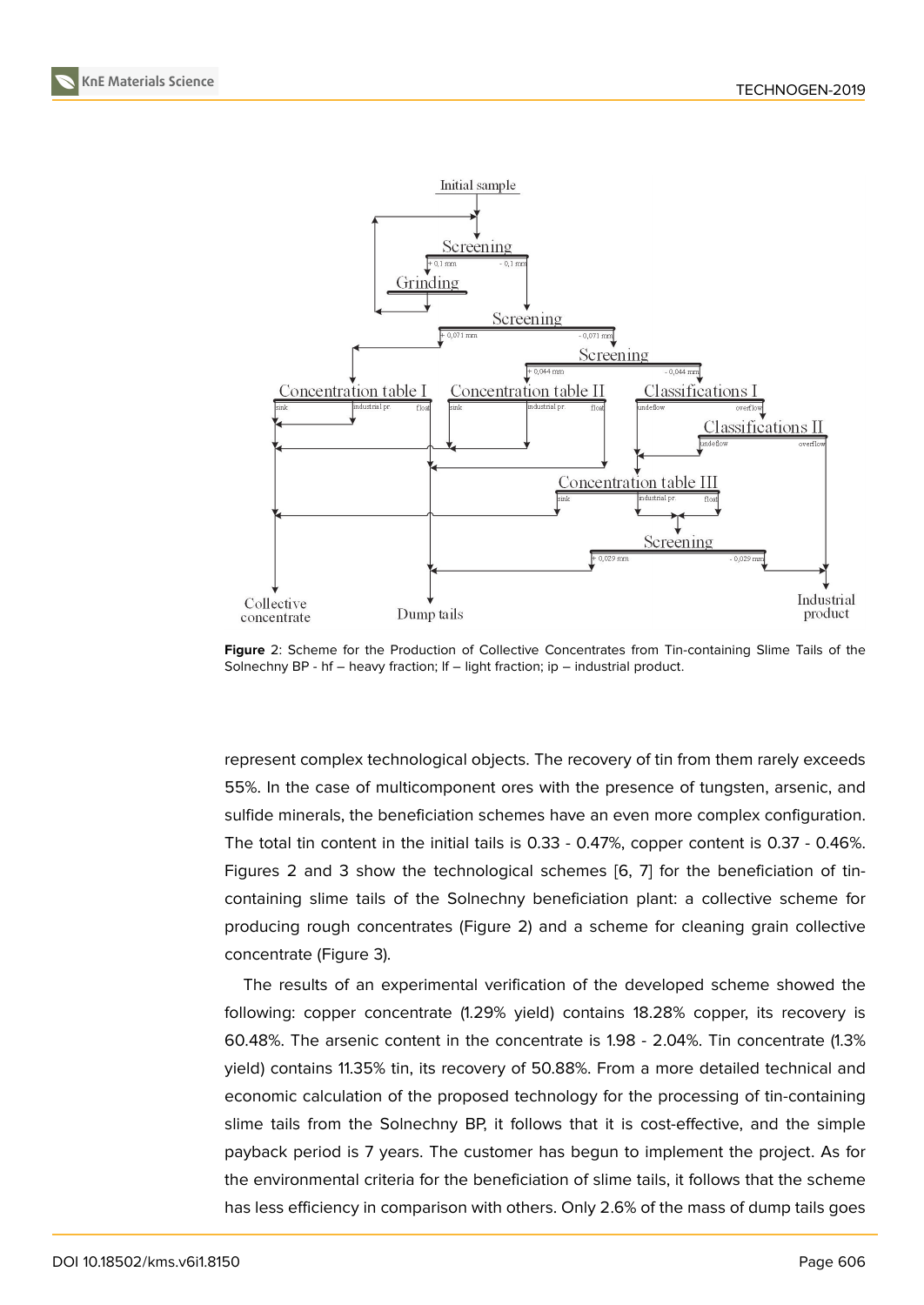Figure 2: Scheme for the Production of Collective Concentrates from Tin-containing Slime Tails of the Solnechny BP - hf – heavy fraction; lf – light fraction; ip – industrial product.

represent complex technological objects. The recovery of tin from them rarely exceeds 55%. In the case of multicomponent ores with the presence of tungsten, arsenic, and sulfide minerals, the beneficiation schemes have an even more complex configuration. The total tin content in the initial tails is 0.33 - 0.47%, copper content is 0.37 - 0.46%. Figures 2 and 3 show the technological schemes [6, 7] for the beneficiation of tin-containing slime tails of the Solnechny beneficiation plant: a collective scheme for producing rough concentrates (Figure 2) and a scheme for cleaning grain collective concentrate (Figure 3).

The results of an experimental verification of the developed scheme showed the following: copper concentrate (1.29% yield) contains 18.28% copper, its recovery is 60.48%. The arsenic content in the concentrate is 1.98 - 2.04%. Tin concentrate (1.3% yield) contains 11.35% tin, its recovery of 50.88%. From a more detailed technical and economic calculation of the proposed technology for the processing of tin-containing slime tails from the Solnechny BP, it follows that it is cost-effective, and the simple payback period is 7 years. The customer has begun to implement the project. As for the environmental criteria for the beneficiation of slime tails, it follows that the scheme has less efficiency in comparison with others. Only 2.6% of the mass of dump tails goes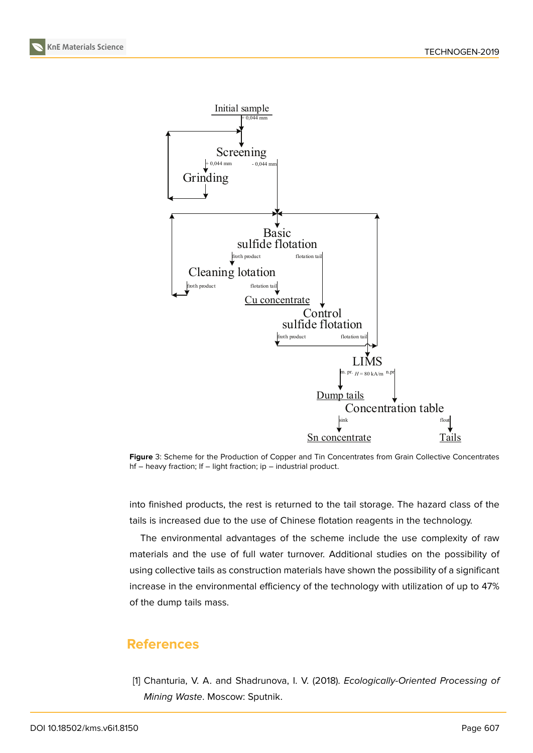Figure 3: Scheme for the Production of Copper and Tin Concentrates from Grain Collective Concentrates hf – heavy fraction; lf – light fraction; ip – industrial product.

into finished products, the rest is returned to the tail storage. The hazard class of the tails is increased due to the use of Chinese flotation reagents in the technology.

The environmental advantages of the scheme include the use complexity of raw materials and the use of full water turnover. Additional studies on the possibility of using collective tails as construction materials have shown the possibility of a significant increase in the environmental efficiency of the technology with utilization of up to 47% of the dump tails mass.

## References

[1] Chanturia, V. A. and Shadrunova, I. V. (2018). *Ecologically-Oriented Processing of Mining Waste*. Moscow: Sputnik.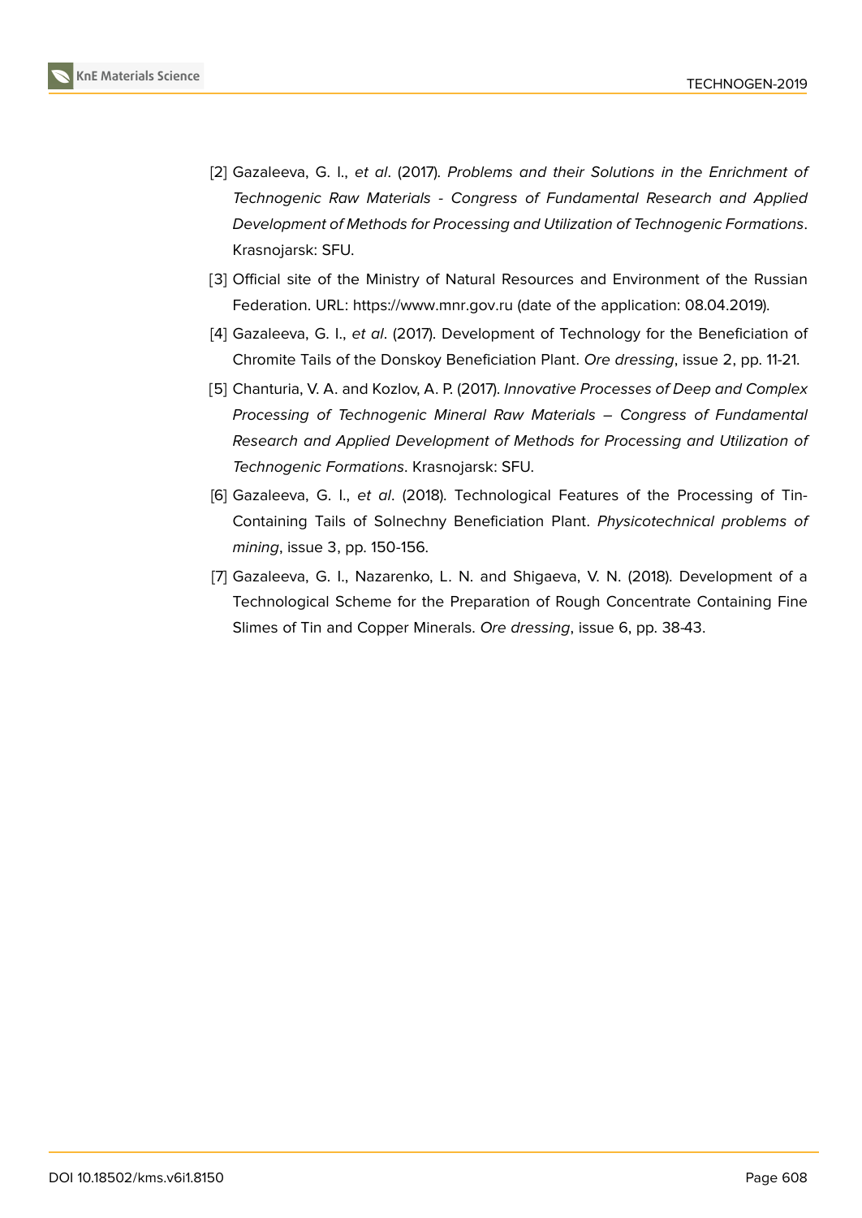[2] Gazaleeva, G. I., *et al*. (2017). *Problems and their Solutions in the Enrichment of Technogenic Raw Materials - Congress of Fundamental Research and Applied Development of Methods for Processing and Utilization of Technogenic Formations*. Krasnojarsk: SFU.

[3] Official site of the Ministry of Natural Resources and Environment of the Russian Federation. URL: https://www.mnr.gov.ru (date of the application: 08.04.2019).

[4] Gazaleeva, G. I., *et al*. (2017). Development of Technology for the Beneficiation of Chromite Tails of the Donskoy Beneficiation Plant. *Ore dressing*, issue 2, pp. 11-21.

[5] Chanturia, V. A. and Kozlov, A. P. (2017). *Innovative Processes of Deep and Complex Processing of Technogenic Mineral Raw Materials – Congress of Fundamental Research and Applied Development of Methods for Processing and Utilization of Technogenic Formations*. Krasnojarsk: SFU.

[6] Gazaleeva, G. I., *et al*. (2018). Technological Features of the Processing of Tin-Containing Tails of Solnechny Beneficiation Plant. *Physicotechnical problems of mining*, issue 3, pp. 150-156.

[7] Gazaleeva, G. I., Nazarenko, L. N. and Shigaeva, V. N. (2018). Development of a Technological Scheme for the Preparation of Rough Concentrate Containing Fine Slimes of Tin and Copper Minerals. *Ore dressing*, issue 6, pp. 38-43.